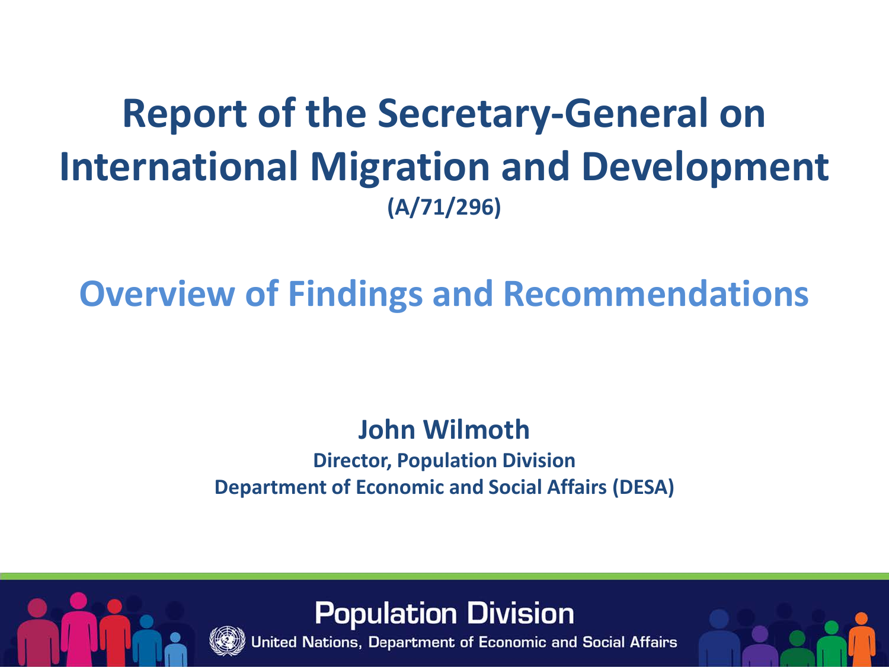# Report of the Secretary-General on International Migration and Development

**(A/71/296)**

## Overview of Findings and Recommendations

**John Wilmoth**

**Director, Population Division**

**Department of Economic and Social Affairs (DESA)**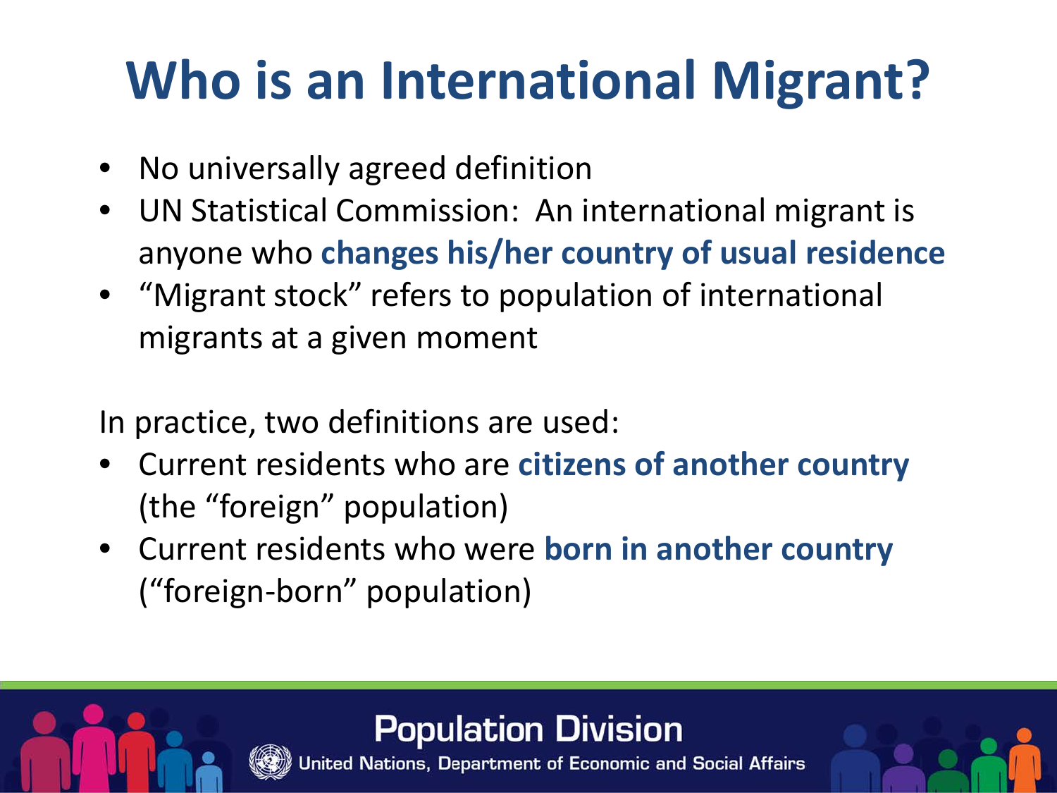# Who is an International Migrant?

- No universally agreed definition
- UN Statistical Commission: An international migrant is anyone who **changes his/her country of usual residence**
- "Migrant stock" refers to population of international migrants at a given moment

In practice, two definitions are used:

- Current residents who are **citizens of another country** (the "foreign" population)
- Current residents who were **born in another country** ("foreign-born" population)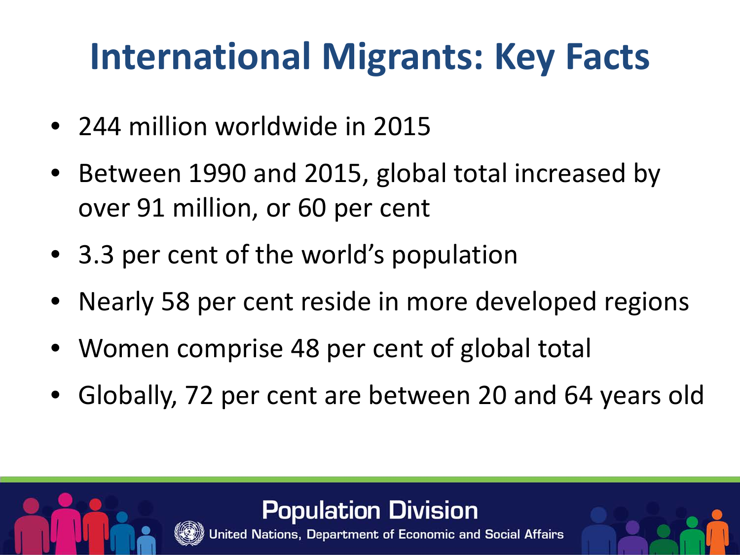# International Migrants: Key Facts

- 244 million worldwide in 2015
- Between 1990 and 2015, global total increased by over 91 million, or 60 per cent
- 3.3 per cent of the world's population
- Nearly 58 per cent reside in more developed regions
- Women comprise 48 per cent of global total
- Globally, 72 per cent are between 20 and 64 years old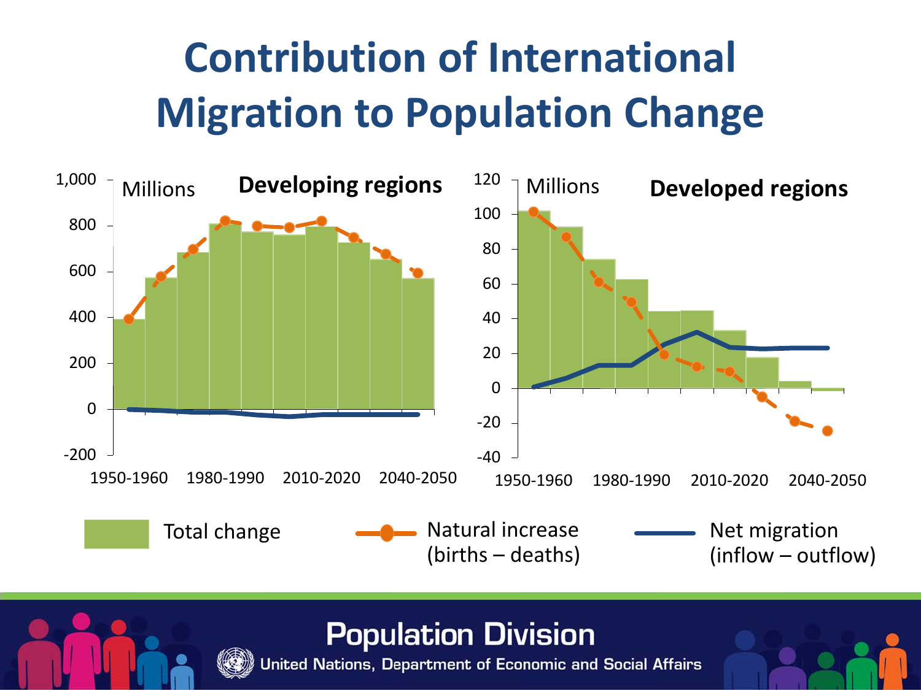# Contribution of International Migration to Population Change

**Developing regions** (Millions)

**Developed regions** (Millions)

Legend: Total change; Natural increase (births – deaths); Net migration (inflow – outflow)

Axis labels: 1950-1960, 1980-1990, 2010-2020, 2040-2050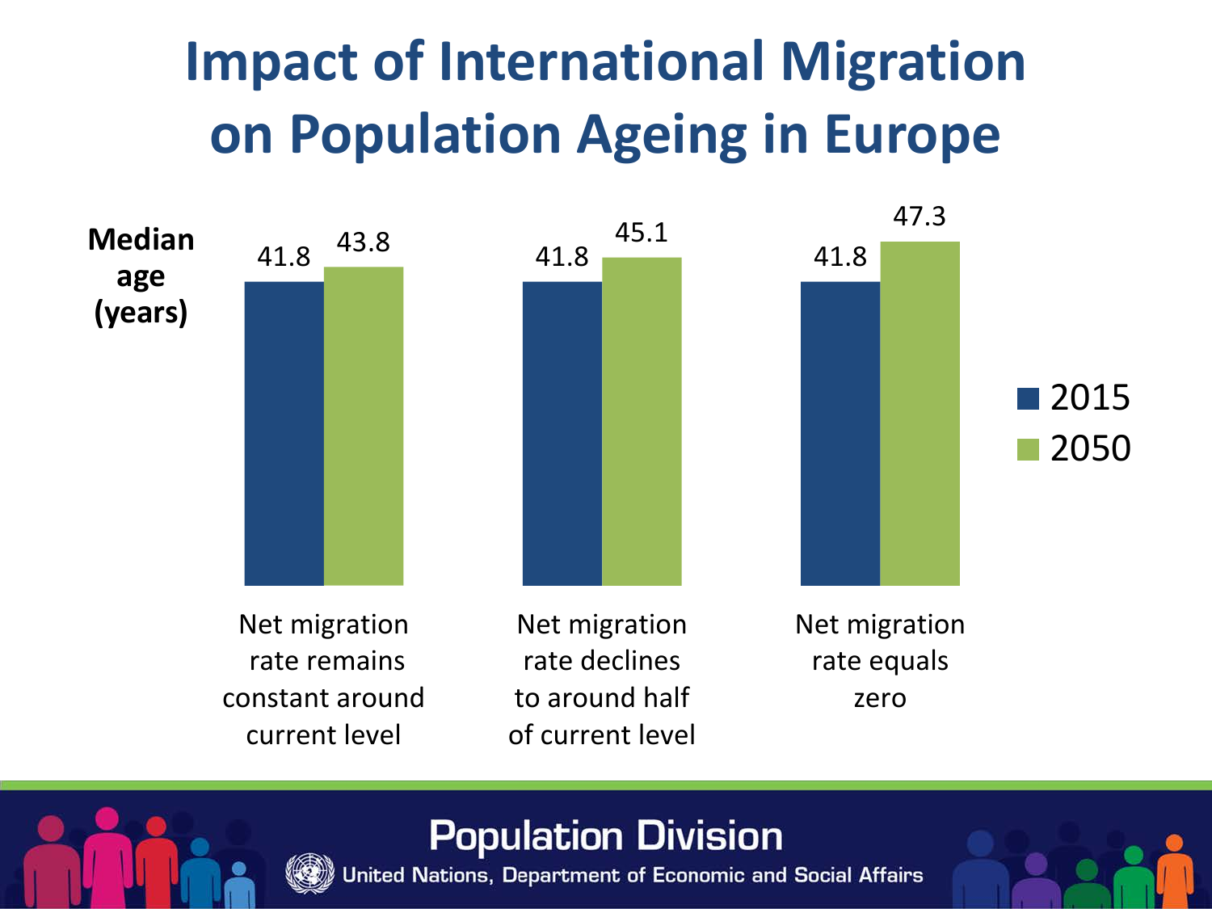# Impact of International Migration on Population Ageing in Europe

Median age (years)

| | 2015 | 2050 |
|---|---|---|
| Net migration rate remains constant around current level | 41.8 | 43.8 |
| Net migration rate declines to around half of current level | 41.8 | 45.1 |
| Net migration rate equals zero | 41.8 | 47.3 |

Population Division

United Nations, Department of Economic and Social Affairs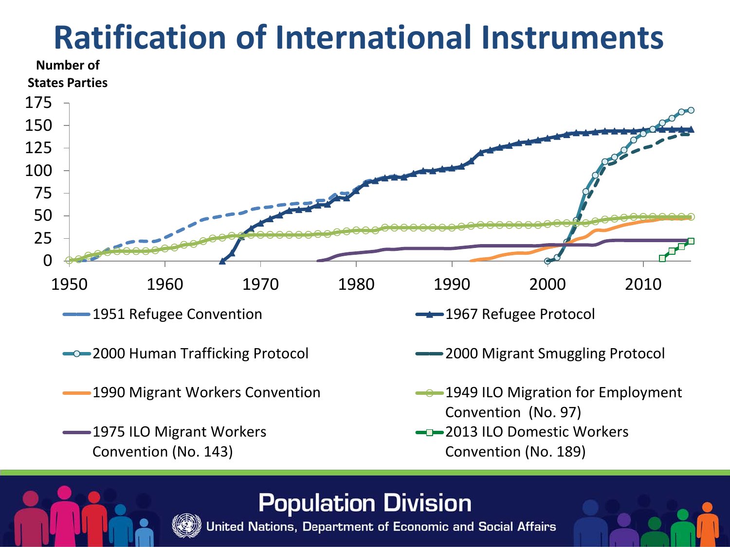# Ratification of International Instruments

Number of States Parties

175
150
125
100
75
50
25
0

1950 1960 1970 1980 1990 2000 2010

- 1951 Refugee Convention
- 1967 Refugee Protocol
- 2000 Human Trafficking Protocol
- 2000 Migrant Smuggling Protocol
- 1990 Migrant Workers Convention
- 1949 ILO Migration for Employment Convention (No. 97)
- 1975 ILO Migrant Workers Convention (No. 143)
- 2013 ILO Domestic Workers Convention (No. 189)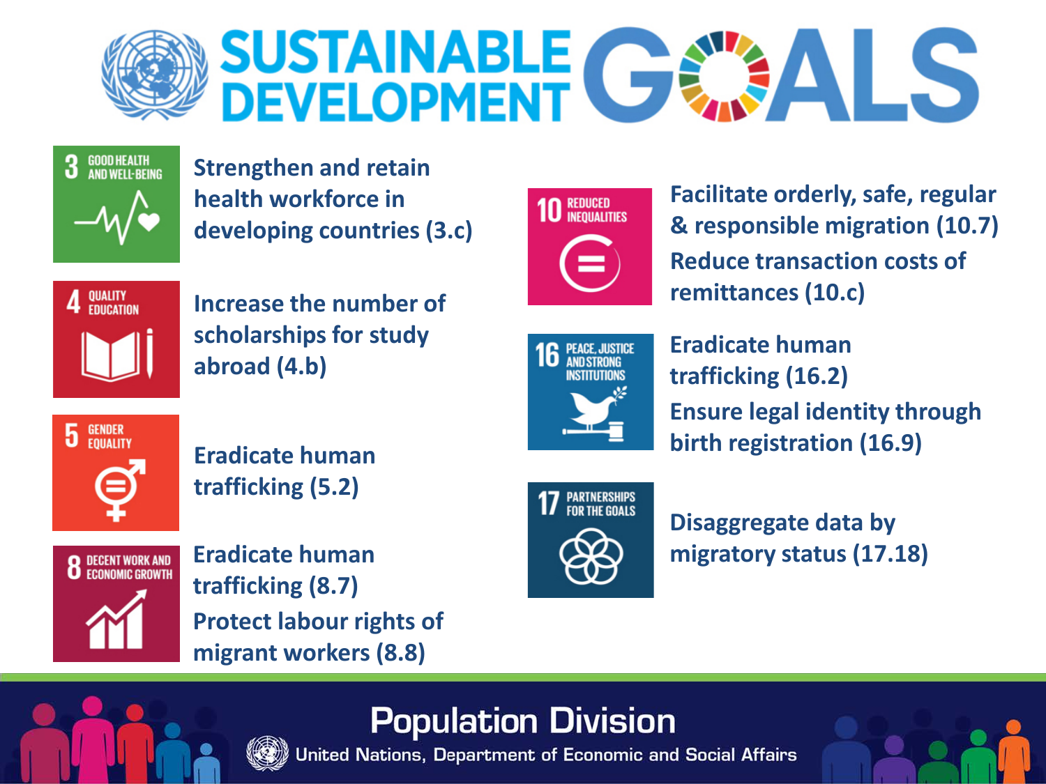# SUSTAINABLE DEVELOPMENT GOALS

**3 GOOD HEALTH AND WELL-BEING**
Strengthen and retain health workforce in developing countries (3.c)

**4 QUALITY EDUCATION**
Increase the number of scholarships for study abroad (4.b)

**5 GENDER EQUALITY**
Eradicate human trafficking (5.2)

**8 DECENT WORK AND ECONOMIC GROWTH**
Eradicate human trafficking (8.7)
Protect labour rights of migrant workers (8.8)

**10 REDUCED INEQUALITIES**
Facilitate orderly, safe, regular & responsible migration (10.7)
Reduce transaction costs of remittances (10.c)

**16 PEACE, JUSTICE AND STRONG INSTITUTIONS**
Eradicate human trafficking (16.2)
Ensure legal identity through birth registration (16.9)

**17 PARTNERSHIPS FOR THE GOALS**
Disaggregate data by migratory status (17.18)

Population Division
United Nations, Department of Economic and Social Affairs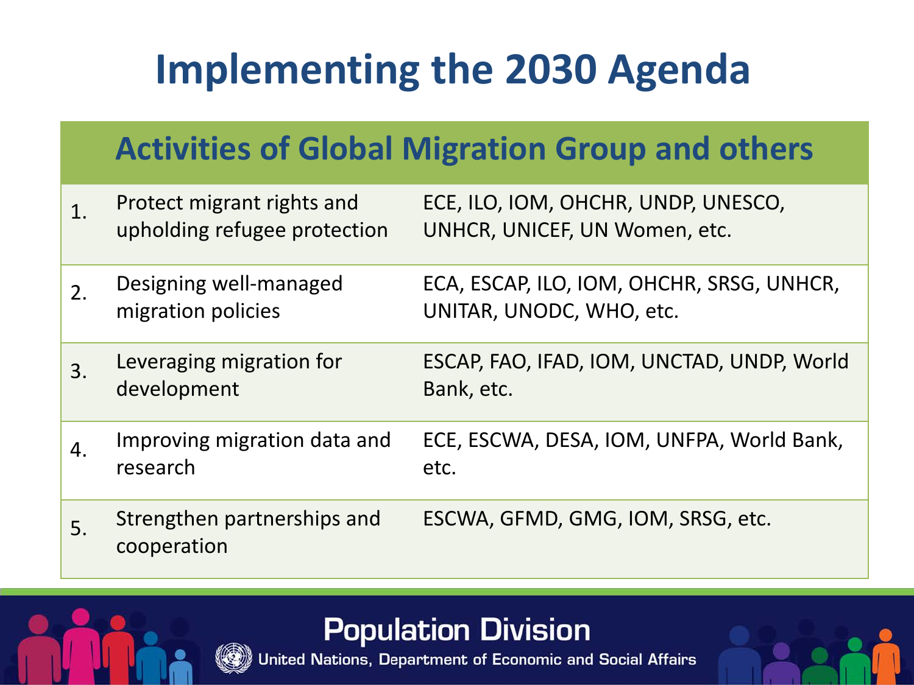# Implementing the 2030 Agenda

| Activities of Global Migration Group and others | | |
|---|---|---|
| 1. | Protect migrant rights and upholding refugee protection | ECE, ILO, IOM, OHCHR, UNDP, UNESCO, UNHCR, UNICEF, UN Women, etc. |
| 2. | Designing well-managed migration policies | ECA, ESCAP, ILO, IOM, OHCHR, SRSG, UNHCR, UNITAR, UNODC, WHO, etc. |
| 3. | Leveraging migration for development | ESCAP, FAO, IFAD, IOM, UNCTAD, UNDP, World Bank, etc. |
| 4. | Improving migration data and research | ECE, ESCWA, DESA, IOM, UNFPA, World Bank, etc. |
| 5. | Strengthen partnerships and cooperation | ESCWA, GFMD, GMG, IOM, SRSG, etc. |

Population Division

United Nations, Department of Economic and Social Affairs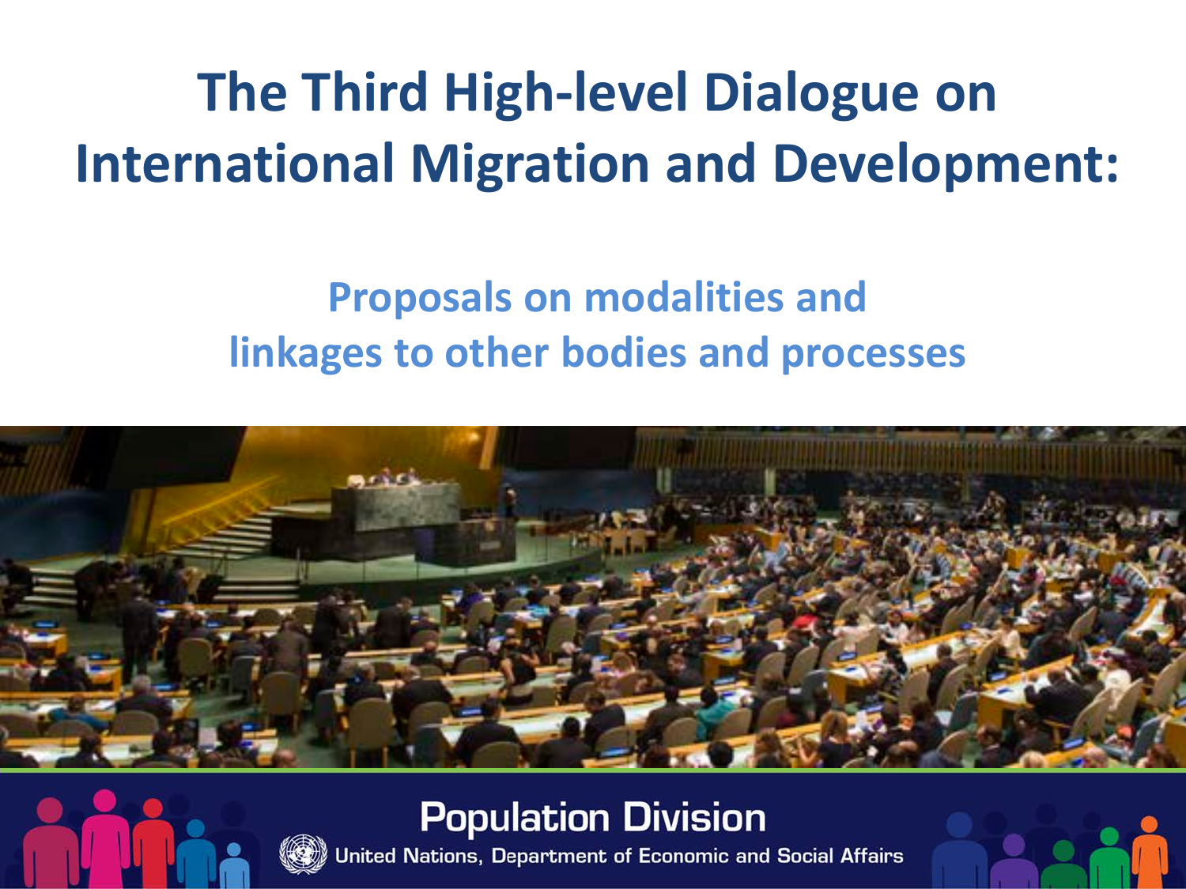# The Third High-level Dialogue on International Migration and Development:

## Proposals on modalities and linkages to other bodies and processes

Population Division

United Nations, Department of Economic and Social Affairs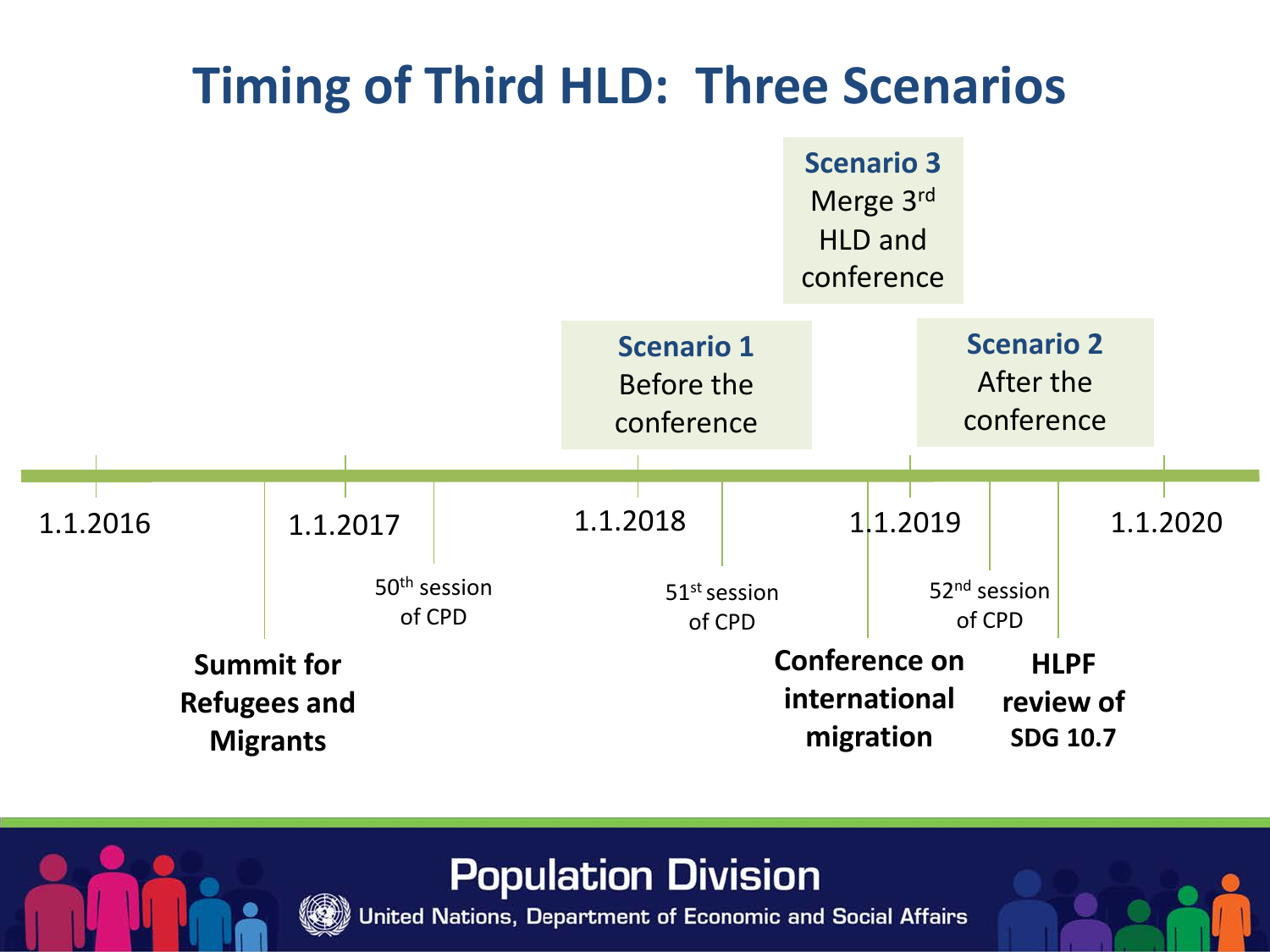# Timing of Third HLD: Three Scenarios

**Scenario 3**
Merge 3rd HLD and conference

**Scenario 1**
Before the conference

**Scenario 2**
After the conference

1.1.2016

**Summit for Refugees and Migrants**

1.1.2017

50th session of CPD

1.1.2018

51st session of CPD

**Conference on international migration**

1.1.2019

52nd session of CPD

**HLPF review of SDG 10.7**

1.1.2020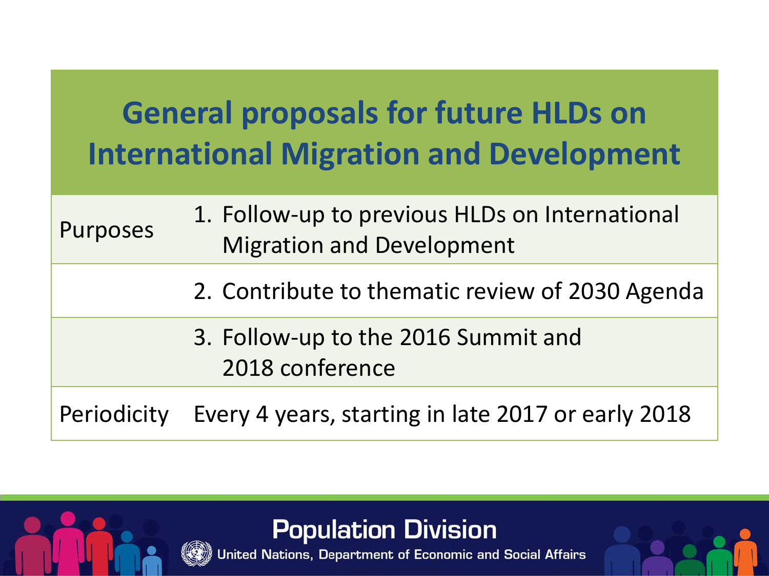# General proposals for future HLDs on International Migration and Development

| | |
|---|---|
| Purposes | 1. Follow-up to previous HLDs on International Migration and Development |
| | 2. Contribute to thematic review of 2030 Agenda |
| | 3. Follow-up to the 2016 Summit and 2018 conference |
| Periodicity | Every 4 years, starting in late 2017 or early 2018 |

Population Division

United Nations, Department of Economic and Social Affairs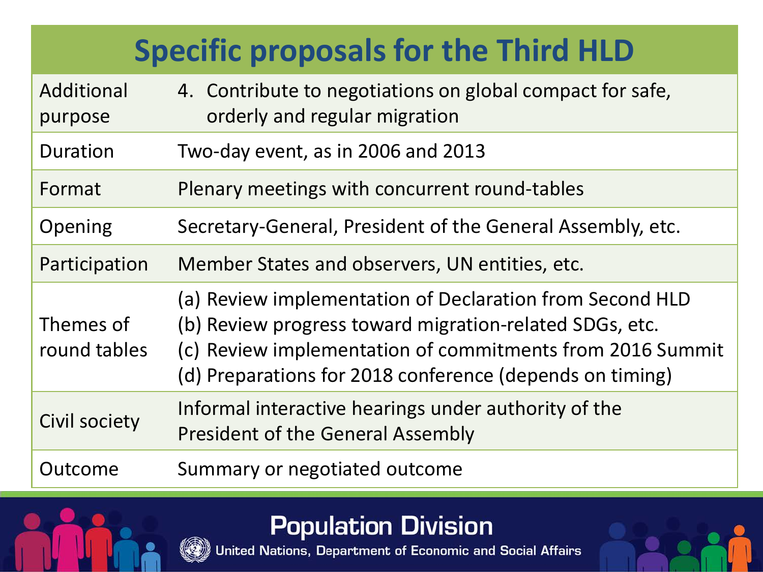# Specific proposals for the Third HLD

| | |
|---|---|
| Additional purpose | 4. Contribute to negotiations on global compact for safe, orderly and regular migration |
| Duration | Two-day event, as in 2006 and 2013 |
| Format | Plenary meetings with concurrent round-tables |
| Opening | Secretary-General, President of the General Assembly, etc. |
| Participation | Member States and observers, UN entities, etc. |
| Themes of round tables | (a) Review implementation of Declaration from Second HLD<br>(b) Review progress toward migration-related SDGs, etc.<br>(c) Review implementation of commitments from 2016 Summit<br>(d) Preparations for 2018 conference (depends on timing) |
| Civil society | Informal interactive hearings under authority of the President of the General Assembly |
| Outcome | Summary or negotiated outcome |

Population Division

United Nations, Department of Economic and Social Affairs